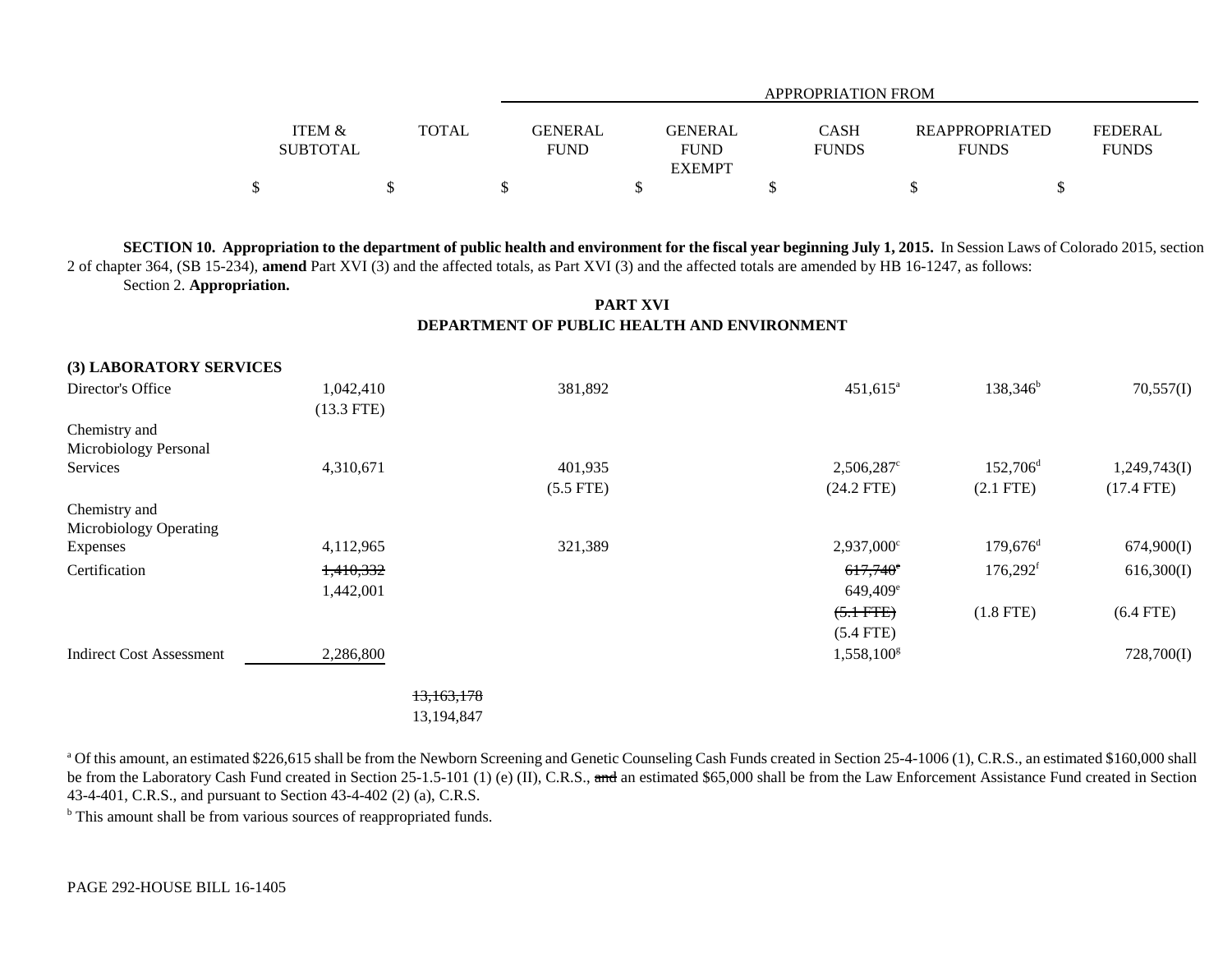| | ITEM & SUBTOTAL | TOTAL | GENERAL FUND | GENERAL FUND EXEMPT | CASH FUNDS | REAPPROPRIATED FUNDS | FEDERAL FUNDS |
|---|---|---|---|---|---|---|---|
| | | | APPROPRIATION FROM | | | | |
| | $ | $ | $ | $ | $ | $ | $ |

**SECTION 10. Appropriation to the department of public health and environment for the fiscal year beginning July 1, 2015.** In Session Laws of Colorado 2015, section 2 of chapter 364, (SB 15-234), **amend** Part XVI (3) and the affected totals, as Part XVI (3) and the affected totals are amended by HB 16-1247, as follows:

Section 2. **Appropriation.**

**PART XVI**
**DEPARTMENT OF PUBLIC HEALTH AND ENVIRONMENT**

| | ITEM & SUBTOTAL | TOTAL | GENERAL FUND | GENERAL FUND EXEMPT | CASH FUNDS | REAPPROPRIATED FUNDS | FEDERAL FUNDS |
|---|---|---|---|---|---|---|---|
| **(3) LABORATORY SERVICES** | | | | | | | |
| Director's Office | 1,042,410 (13.3 FTE) | | 381,892 | | 451,615[a] | 138,346[b] | 70,557(I) |
| Chemistry and Microbiology Personal Services | 4,310,671 | | 401,935 (5.5 FTE) | | 2,506,287[c] (24.2 FTE) | 152,706[d] (2.1 FTE) | 1,249,743(I) (17.4 FTE) |
| Chemistry and Microbiology Operating Expenses | 4,112,965 | | 321,389 | | 2,937,000[c] | 179,676[d] | 674,900(I) |
| Certification | ~~1,410,332~~ 1,442,001 | | | | ~~617,740[e]~~ 649,409[e] ~~(5.1 FTE)~~ (5.4 FTE) | 176,292[f] (1.8 FTE) | 616,300(I) (6.4 FTE) |
| Indirect Cost Assessment | 2,286,800 | | | | 1,558,100[g] | | 728,700(I) |
| | | ~~13,163,178~~ 13,194,847 | | | | | |

[a] Of this amount, an estimated $226,615 shall be from the Newborn Screening and Genetic Counseling Cash Funds created in Section 25-4-1006 (1), C.R.S., an estimated $160,000 shall be from the Laboratory Cash Fund created in Section 25-1.5-101 (1) (e) (II), C.R.S., ~~and~~ an estimated $65,000 shall be from the Law Enforcement Assistance Fund created in Section 43-4-401, C.R.S., and pursuant to Section 43-4-402 (2) (a), C.R.S.

[b] This amount shall be from various sources of reappropriated funds.

PAGE 292-HOUSE BILL 16-1405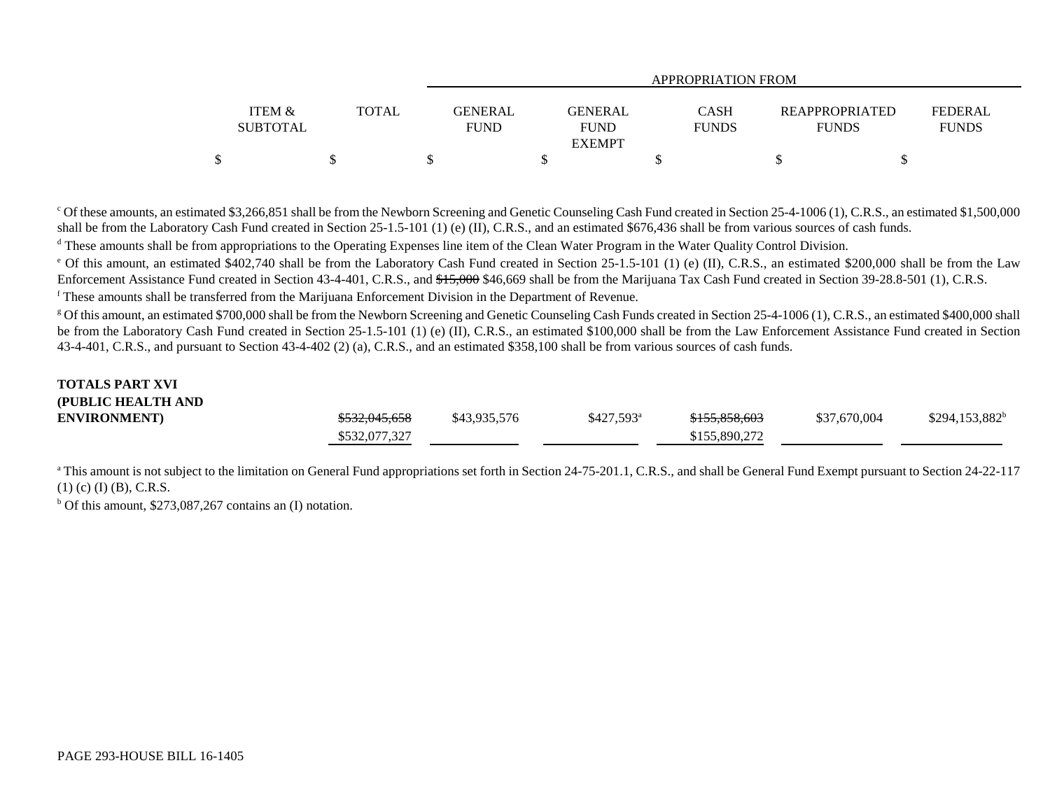| | ITEM & SUBTOTAL | TOTAL | APPROPRIATION FROM GENERAL FUND | GENERAL FUND EXEMPT | CASH FUNDS | REAPPROPRIATED FUNDS | FEDERAL FUNDS |
|---|---|---|---|---|---|---|---|
| | $ | $ | $ | $ | $ | $ | $ |

[c] Of these amounts, an estimated $3,266,851 shall be from the Newborn Screening and Genetic Counseling Cash Fund created in Section 25-4-1006 (1), C.R.S., an estimated $1,500,000 shall be from the Laboratory Cash Fund created in Section 25-1.5-101 (1) (e) (II), C.R.S., and an estimated $676,436 shall be from various sources of cash funds.

[d] These amounts shall be from appropriations to the Operating Expenses line item of the Clean Water Program in the Water Quality Control Division.

[e] Of this amount, an estimated $402,740 shall be from the Laboratory Cash Fund created in Section 25-1.5-101 (1) (e) (II), C.R.S., an estimated $200,000 shall be from the Law Enforcement Assistance Fund created in Section 43-4-401, C.R.S., and ~~$15,000~~ $46,669 shall be from the Marijuana Tax Cash Fund created in Section 39-28.8-501 (1), C.R.S.

[f] These amounts shall be transferred from the Marijuana Enforcement Division in the Department of Revenue.

[g] Of this amount, an estimated $700,000 shall be from the Newborn Screening and Genetic Counseling Cash Funds created in Section 25-4-1006 (1), C.R.S., an estimated $400,000 shall be from the Laboratory Cash Fund created in Section 25-1.5-101 (1) (e) (II), C.R.S., an estimated $100,000 shall be from the Law Enforcement Assistance Fund created in Section 43-4-401, C.R.S., and pursuant to Section 43-4-402 (2) (a), C.R.S., and an estimated $358,100 shall be from various sources of cash funds.

| | ITEM & SUBTOTAL | TOTAL | GENERAL FUND | GENERAL FUND EXEMPT | CASH FUNDS | REAPPROPRIATED FUNDS | FEDERAL FUNDS |
|---|---|---|---|---|---|---|---|
| **TOTALS PART XVI (PUBLIC HEALTH AND ENVIRONMENT)** | | ~~$532,045,658~~ $532,077,327 | $43,935,576 | $427,593[a] | ~~$155,858,603~~ $155,890,272 | $37,670,004 | $294,153,882[b] |

[a] This amount is not subject to the limitation on General Fund appropriations set forth in Section 24-75-201.1, C.R.S., and shall be General Fund Exempt pursuant to Section 24-22-117 (1) (c) (I) (B), C.R.S.

[b] Of this amount, $273,087,267 contains an (I) notation.

PAGE 293-HOUSE BILL 16-1405